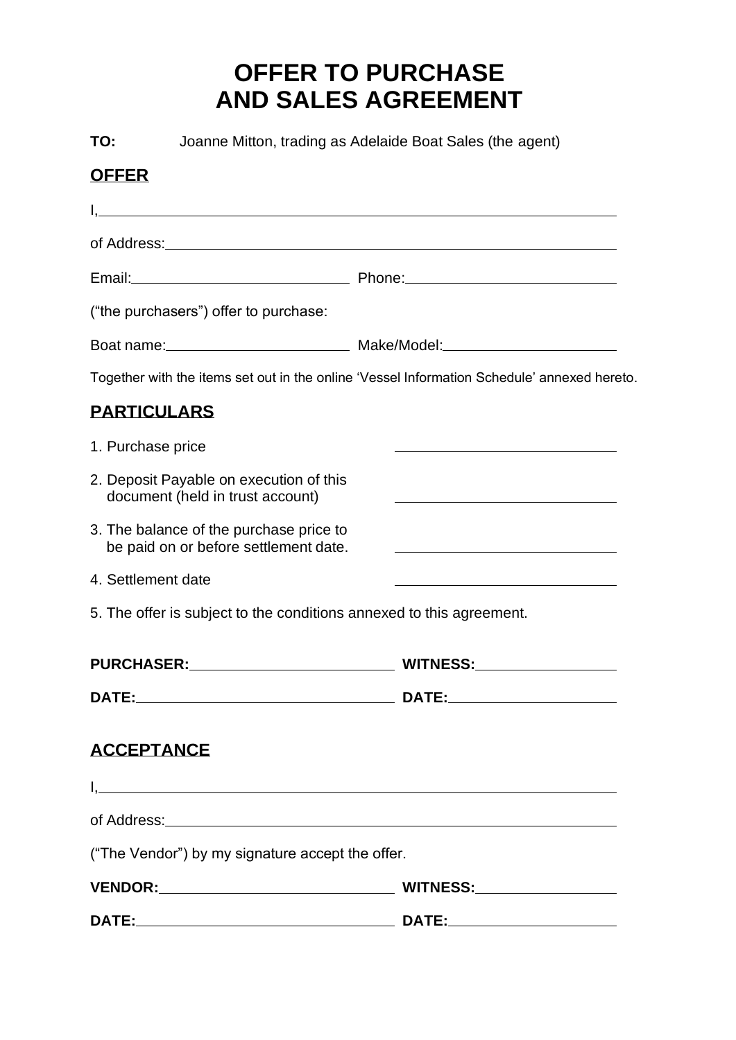# OFFER TO PURCHASE AND SALES AGREEMENT

**TO:** Joanne Mitton, trading as Adelaide Boat Sales (the agent)

## OFFER

I, ______________________________________________

of Address: ______________________________________

Email: ____________________ Phone: ____________________

("the purchasers") offer to purchase:

Boat name: ____________________ Make/Model: ____________________

Together with the items set out in the online 'Vessel Information Schedule' annexed hereto.

## PARTICULARS

1. Purchase price ____________________
2. Deposit Payable on execution of this document (held in trust account) ____________________
3. The balance of the purchase price to be paid on or before settlement date. ____________________
4. Settlement date ____________________
5. The offer is subject to the conditions annexed to this agreement.

**PURCHASER:** ____________________ **WITNESS:** ____________________

**DATE:** ____________________ **DATE:** ____________________

## ACCEPTANCE

I, ______________________________________________

of Address: ______________________________________

("The Vendor") by my signature accept the offer.

**VENDOR:** ____________________ **WITNESS:** ____________________

**DATE:** ____________________ **DATE:** ____________________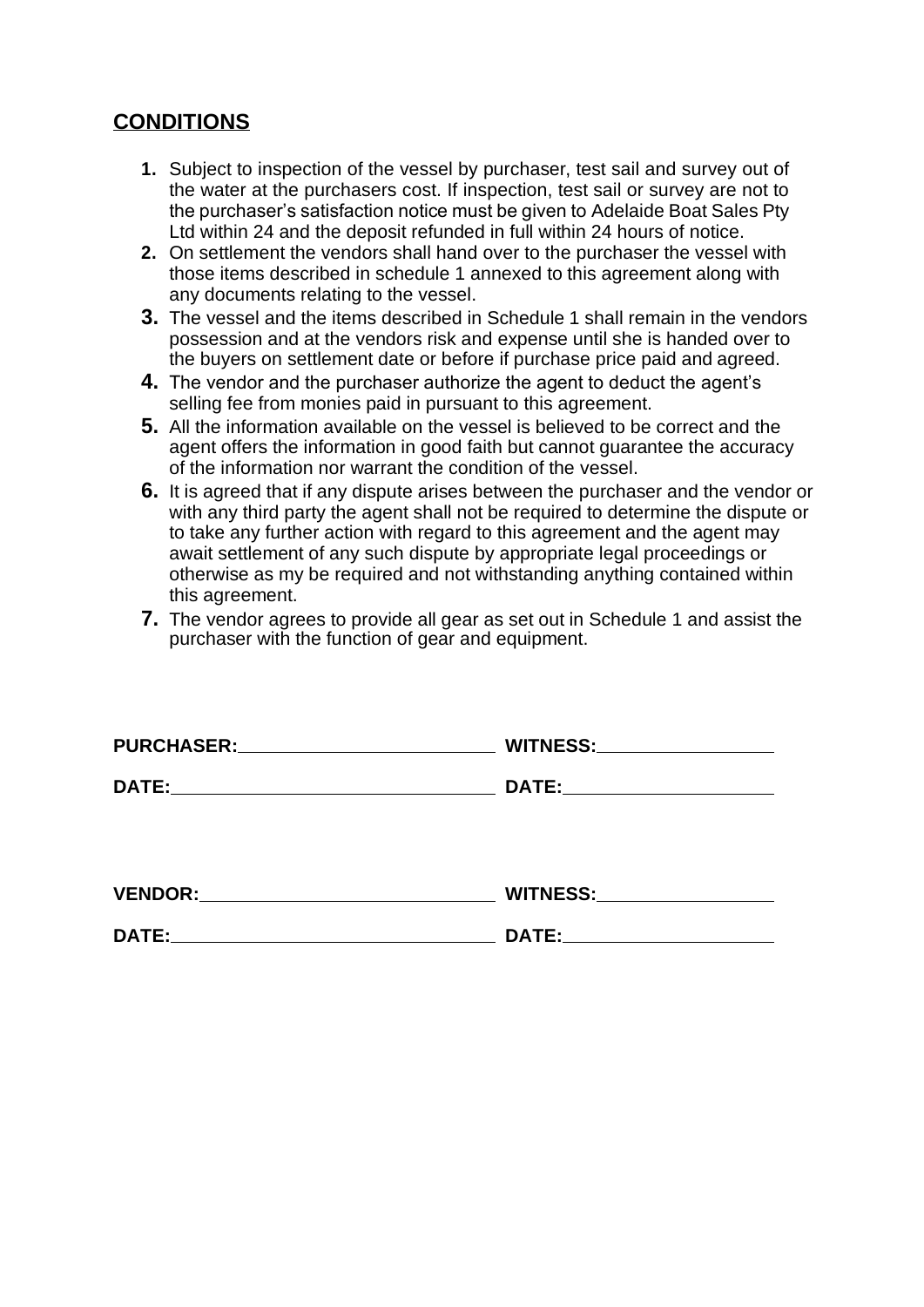## CONDITIONS

1. Subject to inspection of the vessel by purchaser, test sail and survey out of the water at the purchasers cost. If inspection, test sail or survey are not to the purchaser's satisfaction notice must be given to Adelaide Boat Sales Pty Ltd within 24 and the deposit refunded in full within 24 hours of notice.
2. On settlement the vendors shall hand over to the purchaser the vessel with those items described in schedule 1 annexed to this agreement along with any documents relating to the vessel.
3. The vessel and the items described in Schedule 1 shall remain in the vendors possession and at the vendors risk and expense until she is handed over to the buyers on settlement date or before if purchase price paid and agreed.
4. The vendor and the purchaser authorize the agent to deduct the agent's selling fee from monies paid in pursuant to this agreement.
5. All the information available on the vessel is believed to be correct and the agent offers the information in good faith but cannot guarantee the accuracy of the information nor warrant the condition of the vessel.
6. It is agreed that if any dispute arises between the purchaser and the vendor or with any third party the agent shall not be required to determine the dispute or to take any further action with regard to this agreement and the agent may await settlement of any such dispute by appropriate legal proceedings or otherwise as my be required and not withstanding anything contained within this agreement.
7. The vendor agrees to provide all gear as set out in Schedule 1 and assist the purchaser with the function of gear and equipment.

**PURCHASER:**\_\_\_\_\_\_\_\_\_\_\_\_\_\_\_\_\_\_\_\_\_\_\_\_\_ **WITNESS:**\_\_\_\_\_\_\_\_\_\_\_\_\_\_\_\_\_

**DATE:**\_\_\_\_\_\_\_\_\_\_\_\_\_\_\_\_\_\_\_\_\_\_\_\_\_\_\_\_\_\_\_ **DATE:**\_\_\_\_\_\_\_\_\_\_\_\_\_\_\_\_\_\_\_\_

**VENDOR:**\_\_\_\_\_\_\_\_\_\_\_\_\_\_\_\_\_\_\_\_\_\_\_\_\_\_\_\_ **WITNESS:**\_\_\_\_\_\_\_\_\_\_\_\_\_\_\_\_\_

**DATE:**\_\_\_\_\_\_\_\_\_\_\_\_\_\_\_\_\_\_\_\_\_\_\_\_\_\_\_\_\_\_\_ **DATE:**\_\_\_\_\_\_\_\_\_\_\_\_\_\_\_\_\_\_\_\_